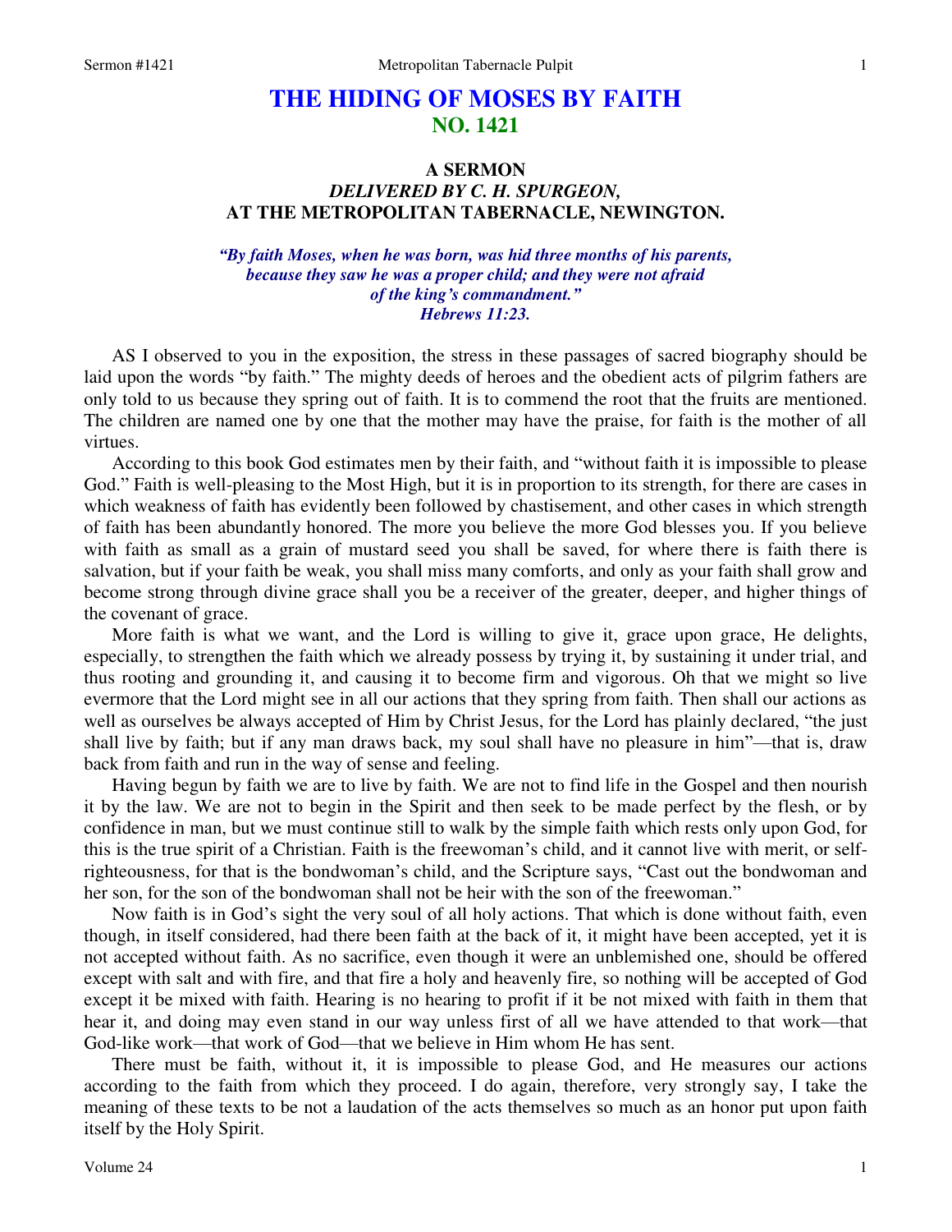# THE HIDING OF MOSES BY FAITH
## NO. 1421

### A SERMON
### *DELIVERED BY C. H. SPURGEON,*
### AT THE METROPOLITAN TABERNACLE, NEWINGTON.

***"By faith Moses, when he was born, was hid three months of his parents, because they saw he was a proper child; and they were not afraid of the king's commandment." Hebrews 11:23.***

AS I observed to you in the exposition, the stress in these passages of sacred biography should be laid upon the words "by faith." The mighty deeds of heroes and the obedient acts of pilgrim fathers are only told to us because they spring out of faith. It is to commend the root that the fruits are mentioned. The children are named one by one that the mother may have the praise, for faith is the mother of all virtues.

According to this book God estimates men by their faith, and "without faith it is impossible to please God." Faith is well-pleasing to the Most High, but it is in proportion to its strength, for there are cases in which weakness of faith has evidently been followed by chastisement, and other cases in which strength of faith has been abundantly honored. The more you believe the more God blesses you. If you believe with faith as small as a grain of mustard seed you shall be saved, for where there is faith there is salvation, but if your faith be weak, you shall miss many comforts, and only as your faith shall grow and become strong through divine grace shall you be a receiver of the greater, deeper, and higher things of the covenant of grace.

More faith is what we want, and the Lord is willing to give it, grace upon grace, He delights, especially, to strengthen the faith which we already possess by trying it, by sustaining it under trial, and thus rooting and grounding it, and causing it to become firm and vigorous. Oh that we might so live evermore that the Lord might see in all our actions that they spring from faith. Then shall our actions as well as ourselves be always accepted of Him by Christ Jesus, for the Lord has plainly declared, "the just shall live by faith; but if any man draws back, my soul shall have no pleasure in him"—that is, draw back from faith and run in the way of sense and feeling.

Having begun by faith we are to live by faith. We are not to find life in the Gospel and then nourish it by the law. We are not to begin in the Spirit and then seek to be made perfect by the flesh, or by confidence in man, but we must continue still to walk by the simple faith which rests only upon God, for this is the true spirit of a Christian. Faith is the freewoman's child, and it cannot live with merit, or self-righteousness, for that is the bondwoman's child, and the Scripture says, "Cast out the bondwoman and her son, for the son of the bondwoman shall not be heir with the son of the freewoman."

Now faith is in God's sight the very soul of all holy actions. That which is done without faith, even though, in itself considered, had there been faith at the back of it, it might have been accepted, yet it is not accepted without faith. As no sacrifice, even though it were an unblemished one, should be offered except with salt and with fire, and that fire a holy and heavenly fire, so nothing will be accepted of God except it be mixed with faith. Hearing is no hearing to profit if it be not mixed with faith in them that hear it, and doing may even stand in our way unless first of all we have attended to that work—that God-like work—that work of God—that we believe in Him whom He has sent.

There must be faith, without it, it is impossible to please God, and He measures our actions according to the faith from which they proceed. I do again, therefore, very strongly say, I take the meaning of these texts to be not a laudation of the acts themselves so much as an honor put upon faith itself by the Holy Spirit.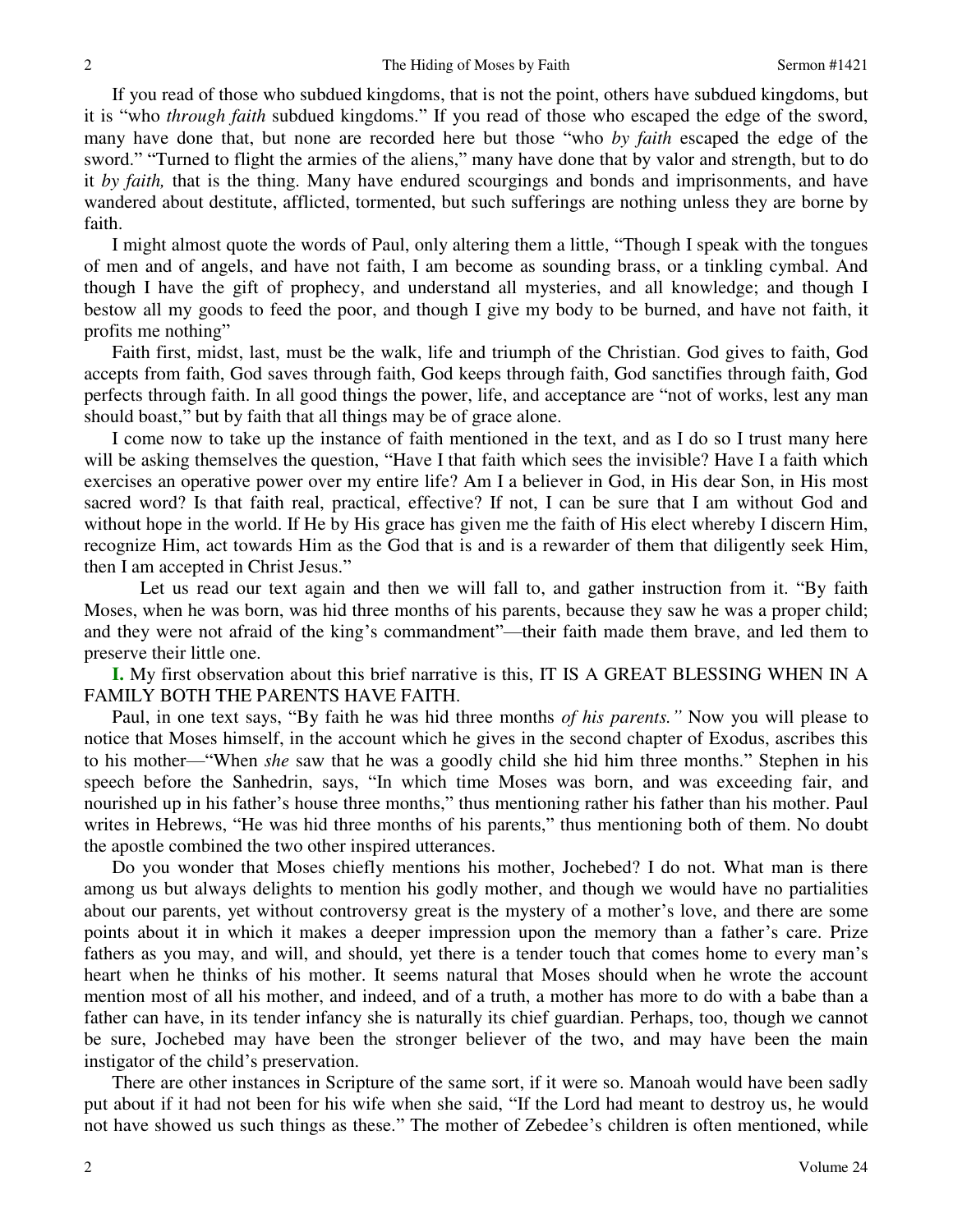If you read of those who subdued kingdoms, that is not the point, others have subdued kingdoms, but it is "who *through faith* subdued kingdoms." If you read of those who escaped the edge of the sword, many have done that, but none are recorded here but those "who *by faith* escaped the edge of the sword." "Turned to flight the armies of the aliens," many have done that by valor and strength, but to do it *by faith,* that is the thing. Many have endured scourgings and bonds and imprisonments, and have wandered about destitute, afflicted, tormented, but such sufferings are nothing unless they are borne by faith.

I might almost quote the words of Paul, only altering them a little, "Though I speak with the tongues of men and of angels, and have not faith, I am become as sounding brass, or a tinkling cymbal. And though I have the gift of prophecy, and understand all mysteries, and all knowledge; and though I bestow all my goods to feed the poor, and though I give my body to be burned, and have not faith, it profits me nothing"

Faith first, midst, last, must be the walk, life and triumph of the Christian. God gives to faith, God accepts from faith, God saves through faith, God keeps through faith, God sanctifies through faith, God perfects through faith. In all good things the power, life, and acceptance are "not of works, lest any man should boast," but by faith that all things may be of grace alone.

I come now to take up the instance of faith mentioned in the text, and as I do so I trust many here will be asking themselves the question, "Have I that faith which sees the invisible? Have I a faith which exercises an operative power over my entire life? Am I a believer in God, in His dear Son, in His most sacred word? Is that faith real, practical, effective? If not, I can be sure that I am without God and without hope in the world. If He by His grace has given me the faith of His elect whereby I discern Him, recognize Him, act towards Him as the God that is and is a rewarder of them that diligently seek Him, then I am accepted in Christ Jesus."

Let us read our text again and then we will fall to, and gather instruction from it. "By faith Moses, when he was born, was hid three months of his parents, because they saw he was a proper child; and they were not afraid of the king's commandment"—their faith made them brave, and led them to preserve their little one.

**I.** My first observation about this brief narrative is this, IT IS A GREAT BLESSING WHEN IN A FAMILY BOTH THE PARENTS HAVE FAITH.

Paul, in one text says, "By faith he was hid three months *of his parents."* Now you will please to notice that Moses himself, in the account which he gives in the second chapter of Exodus, ascribes this to his mother—"When *she* saw that he was a goodly child she hid him three months." Stephen in his speech before the Sanhedrin, says, "In which time Moses was born, and was exceeding fair, and nourished up in his father's house three months," thus mentioning rather his father than his mother. Paul writes in Hebrews, "He was hid three months of his parents," thus mentioning both of them. No doubt the apostle combined the two other inspired utterances.

Do you wonder that Moses chiefly mentions his mother, Jochebed? I do not. What man is there among us but always delights to mention his godly mother, and though we would have no partialities about our parents, yet without controversy great is the mystery of a mother's love, and there are some points about it in which it makes a deeper impression upon the memory than a father's care. Prize fathers as you may, and will, and should, yet there is a tender touch that comes home to every man's heart when he thinks of his mother. It seems natural that Moses should when he wrote the account mention most of all his mother, and indeed, and of a truth, a mother has more to do with a babe than a father can have, in its tender infancy she is naturally its chief guardian. Perhaps, too, though we cannot be sure, Jochebed may have been the stronger believer of the two, and may have been the main instigator of the child's preservation.

There are other instances in Scripture of the same sort, if it were so. Manoah would have been sadly put about if it had not been for his wife when she said, "If the Lord had meant to destroy us, he would not have showed us such things as these." The mother of Zebedee's children is often mentioned, while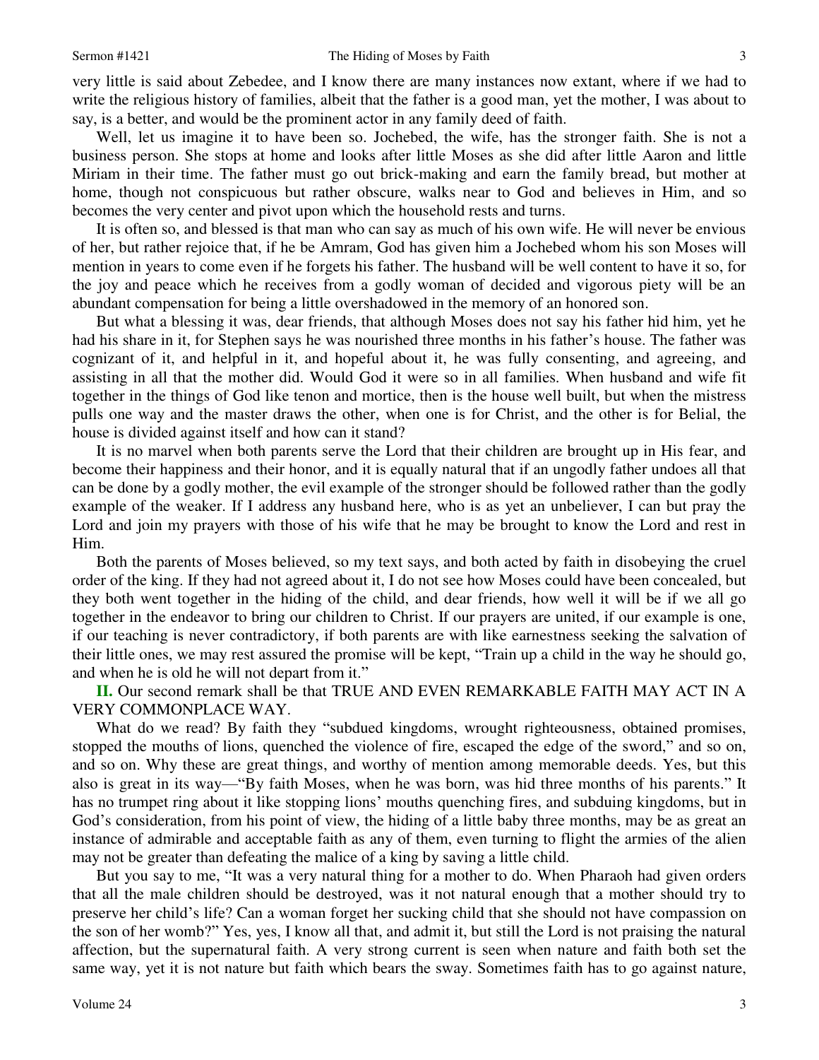very little is said about Zebedee, and I know there are many instances now extant, where if we had to write the religious history of families, albeit that the father is a good man, yet the mother, I was about to say, is a better, and would be the prominent actor in any family deed of faith.

Well, let us imagine it to have been so. Jochebed, the wife, has the stronger faith. She is not a business person. She stops at home and looks after little Moses as she did after little Aaron and little Miriam in their time. The father must go out brick-making and earn the family bread, but mother at home, though not conspicuous but rather obscure, walks near to God and believes in Him, and so becomes the very center and pivot upon which the household rests and turns.

It is often so, and blessed is that man who can say as much of his own wife. He will never be envious of her, but rather rejoice that, if he be Amram, God has given him a Jochebed whom his son Moses will mention in years to come even if he forgets his father. The husband will be well content to have it so, for the joy and peace which he receives from a godly woman of decided and vigorous piety will be an abundant compensation for being a little overshadowed in the memory of an honored son.

But what a blessing it was, dear friends, that although Moses does not say his father hid him, yet he had his share in it, for Stephen says he was nourished three months in his father's house. The father was cognizant of it, and helpful in it, and hopeful about it, he was fully consenting, and agreeing, and assisting in all that the mother did. Would God it were so in all families. When husband and wife fit together in the things of God like tenon and mortice, then is the house well built, but when the mistress pulls one way and the master draws the other, when one is for Christ, and the other is for Belial, the house is divided against itself and how can it stand?

It is no marvel when both parents serve the Lord that their children are brought up in His fear, and become their happiness and their honor, and it is equally natural that if an ungodly father undoes all that can be done by a godly mother, the evil example of the stronger should be followed rather than the godly example of the weaker. If I address any husband here, who is as yet an unbeliever, I can but pray the Lord and join my prayers with those of his wife that he may be brought to know the Lord and rest in Him.

Both the parents of Moses believed, so my text says, and both acted by faith in disobeying the cruel order of the king. If they had not agreed about it, I do not see how Moses could have been concealed, but they both went together in the hiding of the child, and dear friends, how well it will be if we all go together in the endeavor to bring our children to Christ. If our prayers are united, if our example is one, if our teaching is never contradictory, if both parents are with like earnestness seeking the salvation of their little ones, we may rest assured the promise will be kept, "Train up a child in the way he should go, and when he is old he will not depart from it."

**II.** Our second remark shall be that TRUE AND EVEN REMARKABLE FAITH MAY ACT IN A VERY COMMONPLACE WAY.

What do we read? By faith they "subdued kingdoms, wrought righteousness, obtained promises, stopped the mouths of lions, quenched the violence of fire, escaped the edge of the sword," and so on, and so on. Why these are great things, and worthy of mention among memorable deeds. Yes, but this also is great in its way—"By faith Moses, when he was born, was hid three months of his parents." It has no trumpet ring about it like stopping lions' mouths quenching fires, and subduing kingdoms, but in God's consideration, from his point of view, the hiding of a little baby three months, may be as great an instance of admirable and acceptable faith as any of them, even turning to flight the armies of the alien may not be greater than defeating the malice of a king by saving a little child.

But you say to me, "It was a very natural thing for a mother to do. When Pharaoh had given orders that all the male children should be destroyed, was it not natural enough that a mother should try to preserve her child's life? Can a woman forget her sucking child that she should not have compassion on the son of her womb?" Yes, yes, I know all that, and admit it, but still the Lord is not praising the natural affection, but the supernatural faith. A very strong current is seen when nature and faith both set the same way, yet it is not nature but faith which bears the sway. Sometimes faith has to go against nature,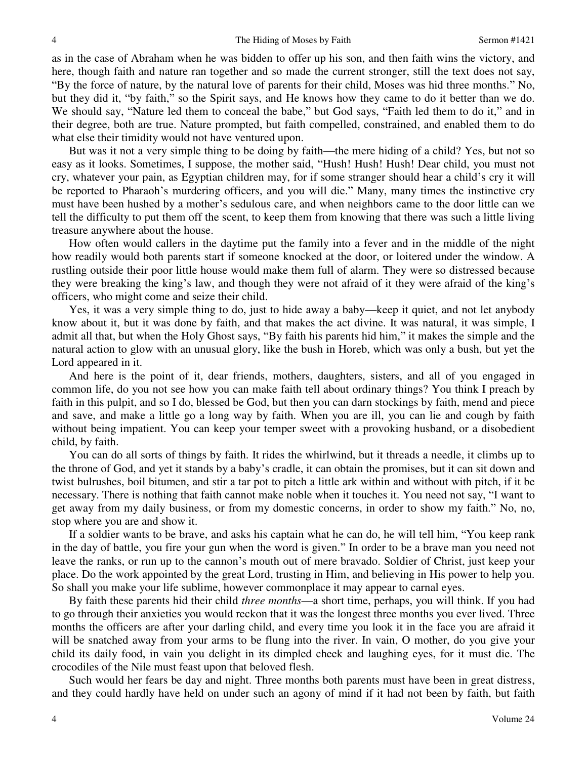as in the case of Abraham when he was bidden to offer up his son, and then faith wins the victory, and here, though faith and nature ran together and so made the current stronger, still the text does not say, "By the force of nature, by the natural love of parents for their child, Moses was hid three months." No, but they did it, "by faith," so the Spirit says, and He knows how they came to do it better than we do. We should say, "Nature led them to conceal the babe," but God says, "Faith led them to do it," and in their degree, both are true. Nature prompted, but faith compelled, constrained, and enabled them to do what else their timidity would not have ventured upon.

But was it not a very simple thing to be doing by faith—the mere hiding of a child? Yes, but not so easy as it looks. Sometimes, I suppose, the mother said, "Hush! Hush! Hush! Dear child, you must not cry, whatever your pain, as Egyptian children may, for if some stranger should hear a child's cry it will be reported to Pharaoh's murdering officers, and you will die." Many, many times the instinctive cry must have been hushed by a mother's sedulous care, and when neighbors came to the door little can we tell the difficulty to put them off the scent, to keep them from knowing that there was such a little living treasure anywhere about the house.

How often would callers in the daytime put the family into a fever and in the middle of the night how readily would both parents start if someone knocked at the door, or loitered under the window. A rustling outside their poor little house would make them full of alarm. They were so distressed because they were breaking the king's law, and though they were not afraid of it they were afraid of the king's officers, who might come and seize their child.

Yes, it was a very simple thing to do, just to hide away a baby—keep it quiet, and not let anybody know about it, but it was done by faith, and that makes the act divine. It was natural, it was simple, I admit all that, but when the Holy Ghost says, "By faith his parents hid him," it makes the simple and the natural action to glow with an unusual glory, like the bush in Horeb, which was only a bush, but yet the Lord appeared in it.

And here is the point of it, dear friends, mothers, daughters, sisters, and all of you engaged in common life, do you not see how you can make faith tell about ordinary things? You think I preach by faith in this pulpit, and so I do, blessed be God, but then you can darn stockings by faith, mend and piece and save, and make a little go a long way by faith. When you are ill, you can lie and cough by faith without being impatient. You can keep your temper sweet with a provoking husband, or a disobedient child, by faith.

You can do all sorts of things by faith. It rides the whirlwind, but it threads a needle, it climbs up to the throne of God, and yet it stands by a baby's cradle, it can obtain the promises, but it can sit down and twist bulrushes, boil bitumen, and stir a tar pot to pitch a little ark within and without with pitch, if it be necessary. There is nothing that faith cannot make noble when it touches it. You need not say, "I want to get away from my daily business, or from my domestic concerns, in order to show my faith." No, no, stop where you are and show it.

If a soldier wants to be brave, and asks his captain what he can do, he will tell him, "You keep rank in the day of battle, you fire your gun when the word is given." In order to be a brave man you need not leave the ranks, or run up to the cannon's mouth out of mere bravado. Soldier of Christ, just keep your place. Do the work appointed by the great Lord, trusting in Him, and believing in His power to help you. So shall you make your life sublime, however commonplace it may appear to carnal eyes.

By faith these parents hid their child *three months*—a short time, perhaps, you will think. If you had to go through their anxieties you would reckon that it was the longest three months you ever lived. Three months the officers are after your darling child, and every time you look it in the face you are afraid it will be snatched away from your arms to be flung into the river. In vain, O mother, do you give your child its daily food, in vain you delight in its dimpled cheek and laughing eyes, for it must die. The crocodiles of the Nile must feast upon that beloved flesh.

Such would her fears be day and night. Three months both parents must have been in great distress, and they could hardly have held on under such an agony of mind if it had not been by faith, but faith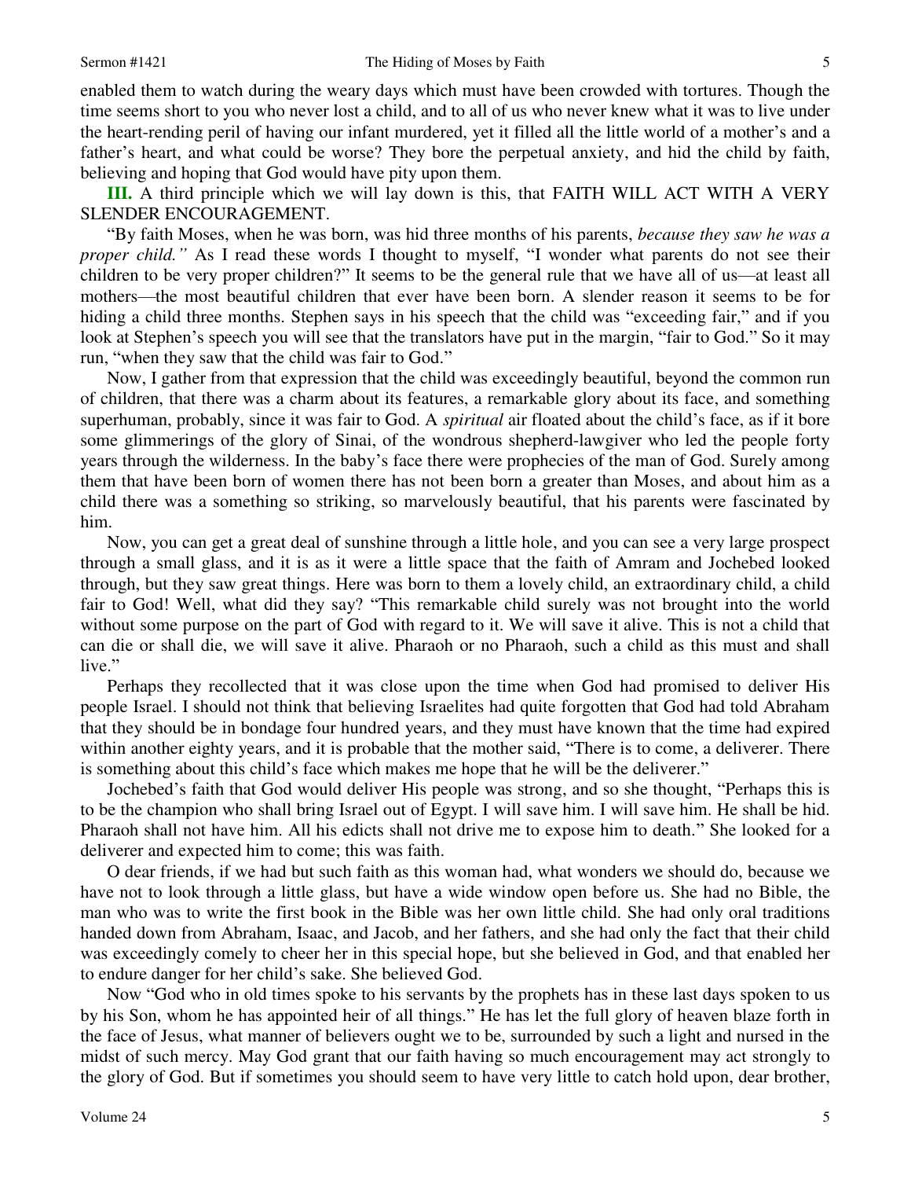enabled them to watch during the weary days which must have been crowded with tortures. Though the time seems short to you who never lost a child, and to all of us who never knew what it was to live under the heart-rending peril of having our infant murdered, yet it filled all the little world of a mother's and a father's heart, and what could be worse? They bore the perpetual anxiety, and hid the child by faith, believing and hoping that God would have pity upon them.

**III.** A third principle which we will lay down is this, that FAITH WILL ACT WITH A VERY SLENDER ENCOURAGEMENT.

"By faith Moses, when he was born, was hid three months of his parents, *because they saw he was a proper child."* As I read these words I thought to myself, "I wonder what parents do not see their children to be very proper children?" It seems to be the general rule that we have all of us—at least all mothers—the most beautiful children that ever have been born. A slender reason it seems to be for hiding a child three months. Stephen says in his speech that the child was "exceeding fair," and if you look at Stephen's speech you will see that the translators have put in the margin, "fair to God." So it may run, "when they saw that the child was fair to God."

Now, I gather from that expression that the child was exceedingly beautiful, beyond the common run of children, that there was a charm about its features, a remarkable glory about its face, and something superhuman, probably, since it was fair to God. A *spiritual* air floated about the child's face, as if it bore some glimmerings of the glory of Sinai, of the wondrous shepherd-lawgiver who led the people forty years through the wilderness. In the baby's face there were prophecies of the man of God. Surely among them that have been born of women there has not been born a greater than Moses, and about him as a child there was a something so striking, so marvelously beautiful, that his parents were fascinated by him.

Now, you can get a great deal of sunshine through a little hole, and you can see a very large prospect through a small glass, and it is as it were a little space that the faith of Amram and Jochebed looked through, but they saw great things. Here was born to them a lovely child, an extraordinary child, a child fair to God! Well, what did they say? "This remarkable child surely was not brought into the world without some purpose on the part of God with regard to it. We will save it alive. This is not a child that can die or shall die, we will save it alive. Pharaoh or no Pharaoh, such a child as this must and shall live."

Perhaps they recollected that it was close upon the time when God had promised to deliver His people Israel. I should not think that believing Israelites had quite forgotten that God had told Abraham that they should be in bondage four hundred years, and they must have known that the time had expired within another eighty years, and it is probable that the mother said, "There is to come, a deliverer. There is something about this child's face which makes me hope that he will be the deliverer."

Jochebed's faith that God would deliver His people was strong, and so she thought, "Perhaps this is to be the champion who shall bring Israel out of Egypt. I will save him. I will save him. He shall be hid. Pharaoh shall not have him. All his edicts shall not drive me to expose him to death." She looked for a deliverer and expected him to come; this was faith.

O dear friends, if we had but such faith as this woman had, what wonders we should do, because we have not to look through a little glass, but have a wide window open before us. She had no Bible, the man who was to write the first book in the Bible was her own little child. She had only oral traditions handed down from Abraham, Isaac, and Jacob, and her fathers, and she had only the fact that their child was exceedingly comely to cheer her in this special hope, but she believed in God, and that enabled her to endure danger for her child's sake. She believed God.

Now "God who in old times spoke to his servants by the prophets has in these last days spoken to us by his Son, whom he has appointed heir of all things." He has let the full glory of heaven blaze forth in the face of Jesus, what manner of believers ought we to be, surrounded by such a light and nursed in the midst of such mercy. May God grant that our faith having so much encouragement may act strongly to the glory of God. But if sometimes you should seem to have very little to catch hold upon, dear brother,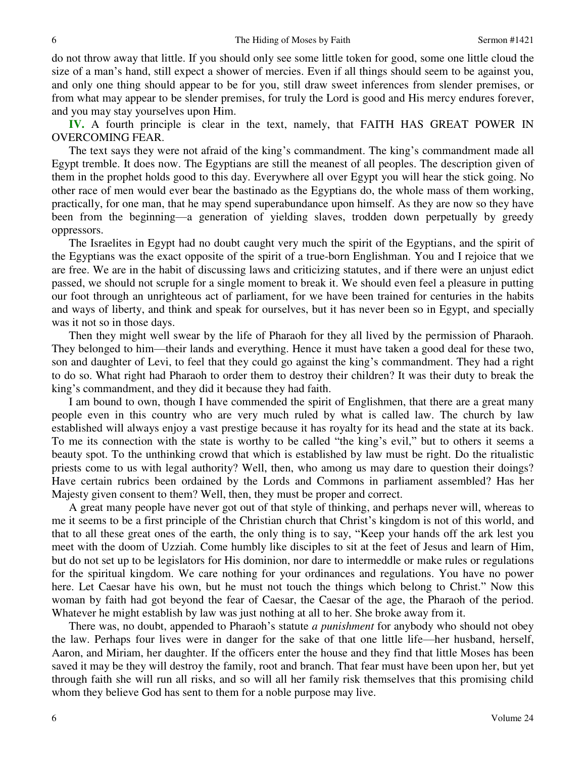do not throw away that little. If you should only see some little token for good, some one little cloud the size of a man's hand, still expect a shower of mercies. Even if all things should seem to be against you, and only one thing should appear to be for you, still draw sweet inferences from slender premises, or from what may appear to be slender premises, for truly the Lord is good and His mercy endures forever, and you may stay yourselves upon Him.

**IV.** A fourth principle is clear in the text, namely, that FAITH HAS GREAT POWER IN OVERCOMING FEAR.

The text says they were not afraid of the king's commandment. The king's commandment made all Egypt tremble. It does now. The Egyptians are still the meanest of all peoples. The description given of them in the prophet holds good to this day. Everywhere all over Egypt you will hear the stick going. No other race of men would ever bear the bastinado as the Egyptians do, the whole mass of them working, practically, for one man, that he may spend superabundance upon himself. As they are now so they have been from the beginning—a generation of yielding slaves, trodden down perpetually by greedy oppressors.

The Israelites in Egypt had no doubt caught very much the spirit of the Egyptians, and the spirit of the Egyptians was the exact opposite of the spirit of a true-born Englishman. You and I rejoice that we are free. We are in the habit of discussing laws and criticizing statutes, and if there were an unjust edict passed, we should not scruple for a single moment to break it. We should even feel a pleasure in putting our foot through an unrighteous act of parliament, for we have been trained for centuries in the habits and ways of liberty, and think and speak for ourselves, but it has never been so in Egypt, and specially was it not so in those days.

Then they might well swear by the life of Pharaoh for they all lived by the permission of Pharaoh. They belonged to him—their lands and everything. Hence it must have taken a good deal for these two, son and daughter of Levi, to feel that they could go against the king's commandment. They had a right to do so. What right had Pharaoh to order them to destroy their children? It was their duty to break the king's commandment, and they did it because they had faith.

I am bound to own, though I have commended the spirit of Englishmen, that there are a great many people even in this country who are very much ruled by what is called law. The church by law established will always enjoy a vast prestige because it has royalty for its head and the state at its back. To me its connection with the state is worthy to be called "the king's evil," but to others it seems a beauty spot. To the unthinking crowd that which is established by law must be right. Do the ritualistic priests come to us with legal authority? Well, then, who among us may dare to question their doings? Have certain rubrics been ordained by the Lords and Commons in parliament assembled? Has her Majesty given consent to them? Well, then, they must be proper and correct.

A great many people have never got out of that style of thinking, and perhaps never will, whereas to me it seems to be a first principle of the Christian church that Christ's kingdom is not of this world, and that to all these great ones of the earth, the only thing is to say, "Keep your hands off the ark lest you meet with the doom of Uzziah. Come humbly like disciples to sit at the feet of Jesus and learn of Him, but do not set up to be legislators for His dominion, nor dare to intermeddle or make rules or regulations for the spiritual kingdom. We care nothing for your ordinances and regulations. You have no power here. Let Caesar have his own, but he must not touch the things which belong to Christ." Now this woman by faith had got beyond the fear of Caesar, the Caesar of the age, the Pharaoh of the period. Whatever he might establish by law was just nothing at all to her. She broke away from it.

There was, no doubt, appended to Pharaoh's statute *a punishment* for anybody who should not obey the law. Perhaps four lives were in danger for the sake of that one little life—her husband, herself, Aaron, and Miriam, her daughter. If the officers enter the house and they find that little Moses has been saved it may be they will destroy the family, root and branch. That fear must have been upon her, but yet through faith she will run all risks, and so will all her family risk themselves that this promising child whom they believe God has sent to them for a noble purpose may live.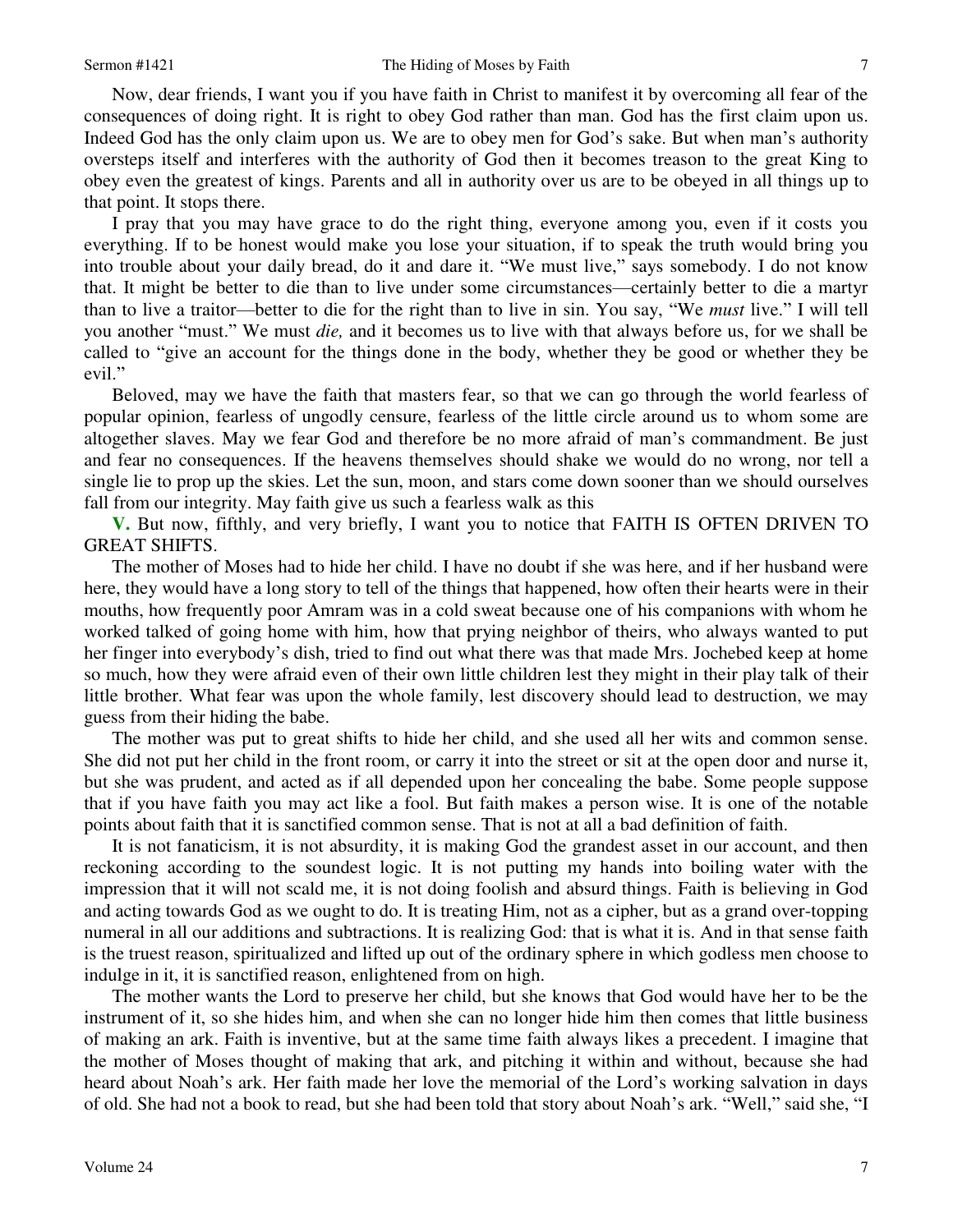Now, dear friends, I want you if you have faith in Christ to manifest it by overcoming all fear of the consequences of doing right. It is right to obey God rather than man. God has the first claim upon us. Indeed God has the only claim upon us. We are to obey men for God's sake. But when man's authority oversteps itself and interferes with the authority of God then it becomes treason to the great King to obey even the greatest of kings. Parents and all in authority over us are to be obeyed in all things up to that point. It stops there.

I pray that you may have grace to do the right thing, everyone among you, even if it costs you everything. If to be honest would make you lose your situation, if to speak the truth would bring you into trouble about your daily bread, do it and dare it. "We must live," says somebody. I do not know that. It might be better to die than to live under some circumstances—certainly better to die a martyr than to live a traitor—better to die for the right than to live in sin. You say, "We *must* live." I will tell you another "must." We must *die,* and it becomes us to live with that always before us, for we shall be called to "give an account for the things done in the body, whether they be good or whether they be evil."

Beloved, may we have the faith that masters fear, so that we can go through the world fearless of popular opinion, fearless of ungodly censure, fearless of the little circle around us to whom some are altogether slaves. May we fear God and therefore be no more afraid of man's commandment. Be just and fear no consequences. If the heavens themselves should shake we would do no wrong, nor tell a single lie to prop up the skies. Let the sun, moon, and stars come down sooner than we should ourselves fall from our integrity. May faith give us such a fearless walk as this

**V.** But now, fifthly, and very briefly, I want you to notice that FAITH IS OFTEN DRIVEN TO GREAT SHIFTS.

The mother of Moses had to hide her child. I have no doubt if she was here, and if her husband were here, they would have a long story to tell of the things that happened, how often their hearts were in their mouths, how frequently poor Amram was in a cold sweat because one of his companions with whom he worked talked of going home with him, how that prying neighbor of theirs, who always wanted to put her finger into everybody's dish, tried to find out what there was that made Mrs. Jochebed keep at home so much, how they were afraid even of their own little children lest they might in their play talk of their little brother. What fear was upon the whole family, lest discovery should lead to destruction, we may guess from their hiding the babe.

The mother was put to great shifts to hide her child, and she used all her wits and common sense. She did not put her child in the front room, or carry it into the street or sit at the open door and nurse it, but she was prudent, and acted as if all depended upon her concealing the babe. Some people suppose that if you have faith you may act like a fool. But faith makes a person wise. It is one of the notable points about faith that it is sanctified common sense. That is not at all a bad definition of faith.

It is not fanaticism, it is not absurdity, it is making God the grandest asset in our account, and then reckoning according to the soundest logic. It is not putting my hands into boiling water with the impression that it will not scald me, it is not doing foolish and absurd things. Faith is believing in God and acting towards God as we ought to do. It is treating Him, not as a cipher, but as a grand over-topping numeral in all our additions and subtractions. It is realizing God: that is what it is. And in that sense faith is the truest reason, spiritualized and lifted up out of the ordinary sphere in which godless men choose to indulge in it, it is sanctified reason, enlightened from on high.

The mother wants the Lord to preserve her child, but she knows that God would have her to be the instrument of it, so she hides him, and when she can no longer hide him then comes that little business of making an ark. Faith is inventive, but at the same time faith always likes a precedent. I imagine that the mother of Moses thought of making that ark, and pitching it within and without, because she had heard about Noah's ark. Her faith made her love the memorial of the Lord's working salvation in days of old. She had not a book to read, but she had been told that story about Noah's ark. "Well," said she, "I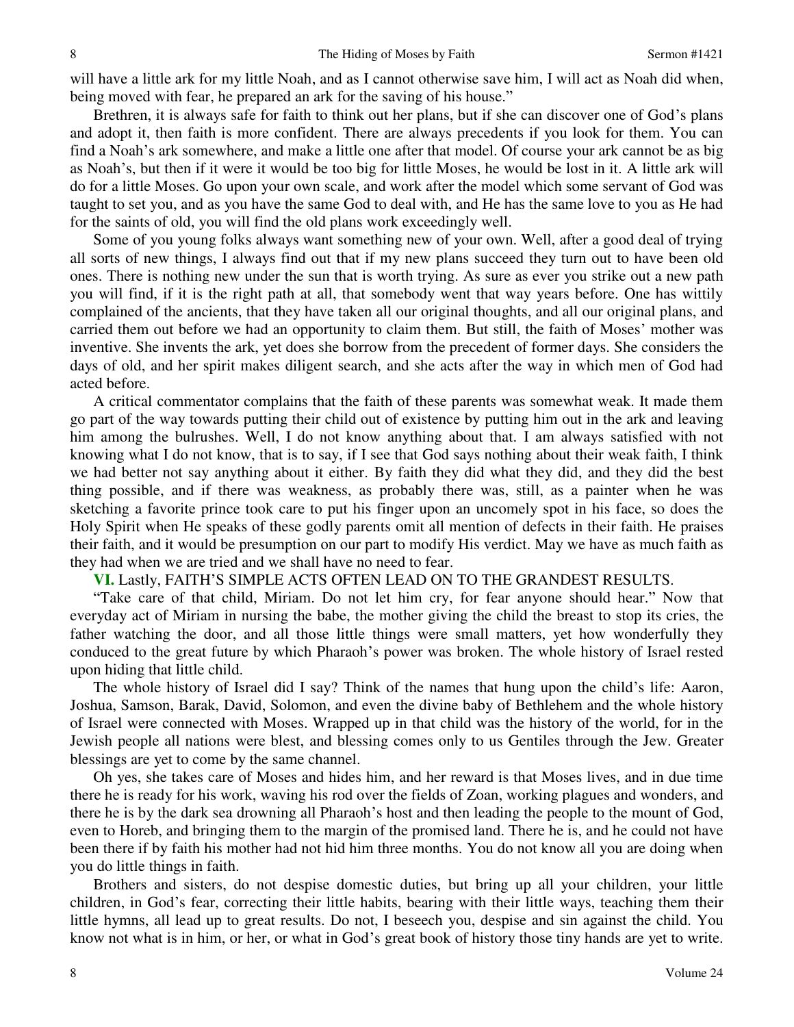will have a little ark for my little Noah, and as I cannot otherwise save him, I will act as Noah did when, being moved with fear, he prepared an ark for the saving of his house."

Brethren, it is always safe for faith to think out her plans, but if she can discover one of God's plans and adopt it, then faith is more confident. There are always precedents if you look for them. You can find a Noah's ark somewhere, and make a little one after that model. Of course your ark cannot be as big as Noah's, but then if it were it would be too big for little Moses, he would be lost in it. A little ark will do for a little Moses. Go upon your own scale, and work after the model which some servant of God was taught to set you, and as you have the same God to deal with, and He has the same love to you as He had for the saints of old, you will find the old plans work exceedingly well.

Some of you young folks always want something new of your own. Well, after a good deal of trying all sorts of new things, I always find out that if my new plans succeed they turn out to have been old ones. There is nothing new under the sun that is worth trying. As sure as ever you strike out a new path you will find, if it is the right path at all, that somebody went that way years before. One has wittily complained of the ancients, that they have taken all our original thoughts, and all our original plans, and carried them out before we had an opportunity to claim them. But still, the faith of Moses' mother was inventive. She invents the ark, yet does she borrow from the precedent of former days. She considers the days of old, and her spirit makes diligent search, and she acts after the way in which men of God had acted before.

A critical commentator complains that the faith of these parents was somewhat weak. It made them go part of the way towards putting their child out of existence by putting him out in the ark and leaving him among the bulrushes. Well, I do not know anything about that. I am always satisfied with not knowing what I do not know, that is to say, if I see that God says nothing about their weak faith, I think we had better not say anything about it either. By faith they did what they did, and they did the best thing possible, and if there was weakness, as probably there was, still, as a painter when he was sketching a favorite prince took care to put his finger upon an uncomely spot in his face, so does the Holy Spirit when He speaks of these godly parents omit all mention of defects in their faith. He praises their faith, and it would be presumption on our part to modify His verdict. May we have as much faith as they had when we are tried and we shall have no need to fear.

**VI.** Lastly, FAITH'S SIMPLE ACTS OFTEN LEAD ON TO THE GRANDEST RESULTS.

"Take care of that child, Miriam. Do not let him cry, for fear anyone should hear." Now that everyday act of Miriam in nursing the babe, the mother giving the child the breast to stop its cries, the father watching the door, and all those little things were small matters, yet how wonderfully they conduced to the great future by which Pharaoh's power was broken. The whole history of Israel rested upon hiding that little child.

The whole history of Israel did I say? Think of the names that hung upon the child's life: Aaron, Joshua, Samson, Barak, David, Solomon, and even the divine baby of Bethlehem and the whole history of Israel were connected with Moses. Wrapped up in that child was the history of the world, for in the Jewish people all nations were blest, and blessing comes only to us Gentiles through the Jew. Greater blessings are yet to come by the same channel.

Oh yes, she takes care of Moses and hides him, and her reward is that Moses lives, and in due time there he is ready for his work, waving his rod over the fields of Zoan, working plagues and wonders, and there he is by the dark sea drowning all Pharaoh's host and then leading the people to the mount of God, even to Horeb, and bringing them to the margin of the promised land. There he is, and he could not have been there if by faith his mother had not hid him three months. You do not know all you are doing when you do little things in faith.

Brothers and sisters, do not despise domestic duties, but bring up all your children, your little children, in God's fear, correcting their little habits, bearing with their little ways, teaching them their little hymns, all lead up to great results. Do not, I beseech you, despise and sin against the child. You know not what is in him, or her, or what in God's great book of history those tiny hands are yet to write.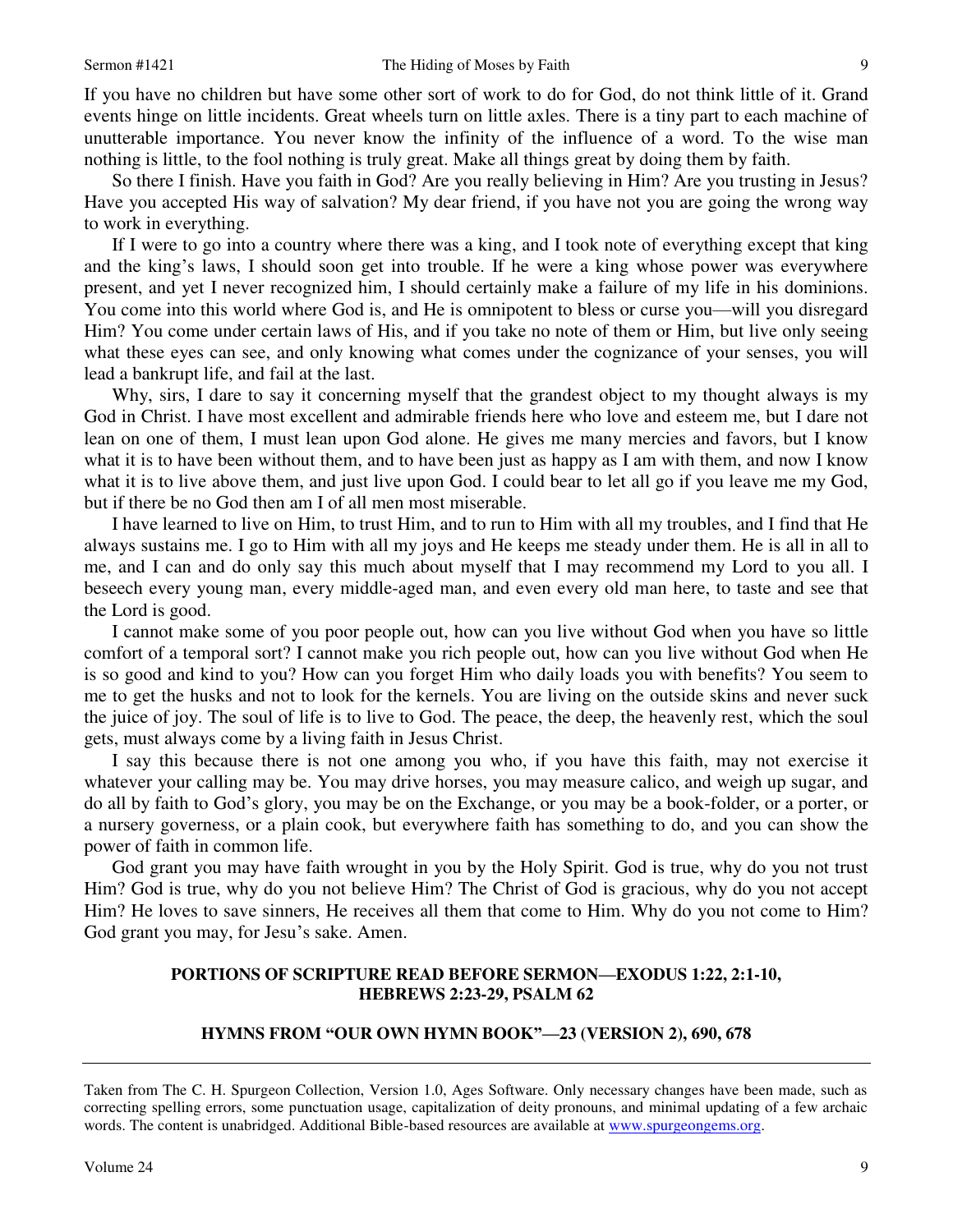If you have no children but have some other sort of work to do for God, do not think little of it. Grand events hinge on little incidents. Great wheels turn on little axles. There is a tiny part to each machine of unutterable importance. You never know the infinity of the influence of a word. To the wise man nothing is little, to the fool nothing is truly great. Make all things great by doing them by faith.

So there I finish. Have you faith in God? Are you really believing in Him? Are you trusting in Jesus? Have you accepted His way of salvation? My dear friend, if you have not you are going the wrong way to work in everything.

If I were to go into a country where there was a king, and I took note of everything except that king and the king's laws, I should soon get into trouble. If he were a king whose power was everywhere present, and yet I never recognized him, I should certainly make a failure of my life in his dominions. You come into this world where God is, and He is omnipotent to bless or curse you—will you disregard Him? You come under certain laws of His, and if you take no note of them or Him, but live only seeing what these eyes can see, and only knowing what comes under the cognizance of your senses, you will lead a bankrupt life, and fail at the last.

Why, sirs, I dare to say it concerning myself that the grandest object to my thought always is my God in Christ. I have most excellent and admirable friends here who love and esteem me, but I dare not lean on one of them, I must lean upon God alone. He gives me many mercies and favors, but I know what it is to have been without them, and to have been just as happy as I am with them, and now I know what it is to live above them, and just live upon God. I could bear to let all go if you leave me my God, but if there be no God then am I of all men most miserable.

I have learned to live on Him, to trust Him, and to run to Him with all my troubles, and I find that He always sustains me. I go to Him with all my joys and He keeps me steady under them. He is all in all to me, and I can and do only say this much about myself that I may recommend my Lord to you all. I beseech every young man, every middle-aged man, and even every old man here, to taste and see that the Lord is good.

I cannot make some of you poor people out, how can you live without God when you have so little comfort of a temporal sort? I cannot make you rich people out, how can you live without God when He is so good and kind to you? How can you forget Him who daily loads you with benefits? You seem to me to get the husks and not to look for the kernels. You are living on the outside skins and never suck the juice of joy. The soul of life is to live to God. The peace, the deep, the heavenly rest, which the soul gets, must always come by a living faith in Jesus Christ.

I say this because there is not one among you who, if you have this faith, may not exercise it whatever your calling may be. You may drive horses, you may measure calico, and weigh up sugar, and do all by faith to God's glory, you may be on the Exchange, or you may be a book-folder, or a porter, or a nursery governess, or a plain cook, but everywhere faith has something to do, and you can show the power of faith in common life.

God grant you may have faith wrought in you by the Holy Spirit. God is true, why do you not trust Him? God is true, why do you not believe Him? The Christ of God is gracious, why do you not accept Him? He loves to save sinners, He receives all them that come to Him. Why do you not come to Him? God grant you may, for Jesu's sake. Amen.

**PORTIONS OF SCRIPTURE READ BEFORE SERMON—EXODUS 1:22, 2:1-10, HEBREWS 2:23-29, PSALM 62**

**HYMNS FROM "OUR OWN HYMN BOOK"—23 (VERSION 2), 690, 678**

---

Taken from The C. H. Spurgeon Collection, Version 1.0, Ages Software. Only necessary changes have been made, such as correcting spelling errors, some punctuation usage, capitalization of deity pronouns, and minimal updating of a few archaic words. The content is unabridged. Additional Bible-based resources are available at www.spurgeongems.org.